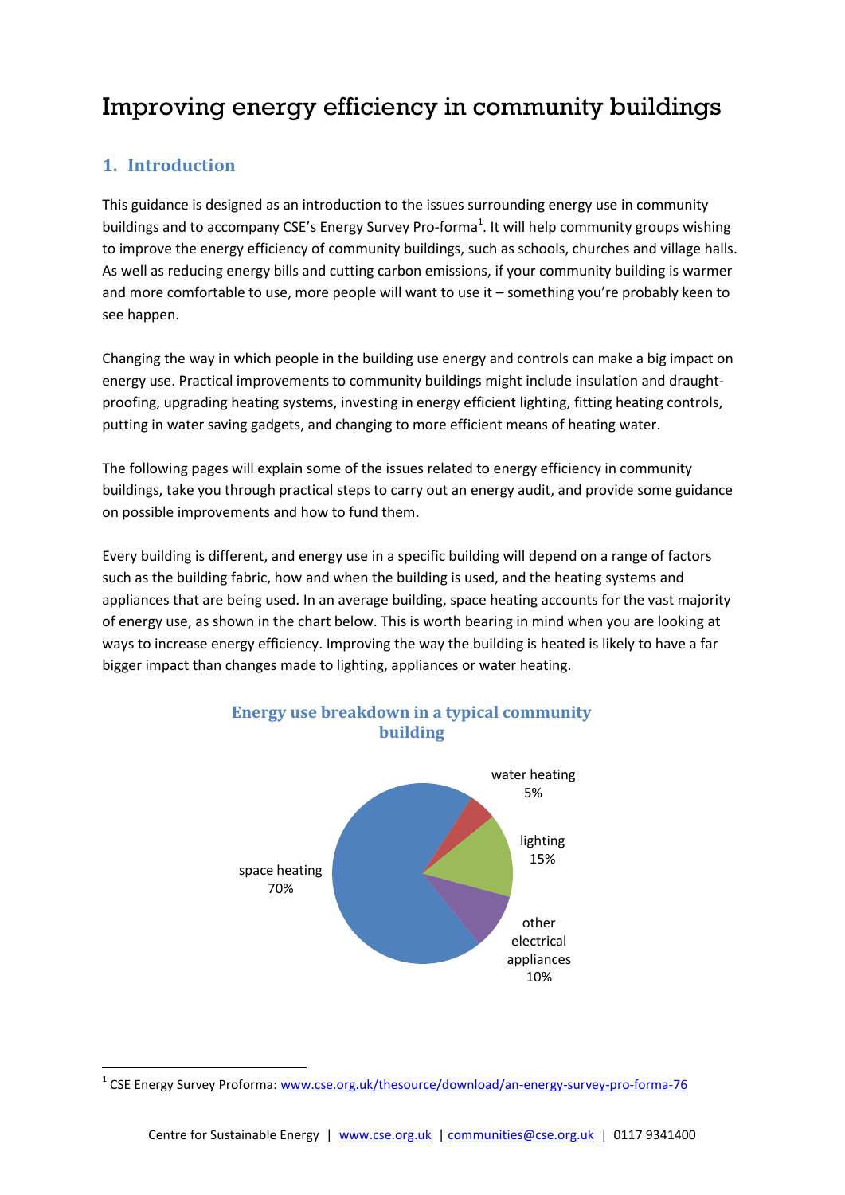# Improving energy efficiency in community buildings

## 1. Introduction

This guidance is designed as an introduction to the issues surrounding energy use in community buildings and to accompany CSE's Energy Survey Pro-forma[1]. It will help community groups wishing to improve the energy efficiency of community buildings, such as schools, churches and village halls. As well as reducing energy bills and cutting carbon emissions, if your community building is warmer and more comfortable to use, more people will want to use it – something you're probably keen to see happen.

Changing the way in which people in the building use energy and controls can make a big impact on energy use. Practical improvements to community buildings might include insulation and draught-proofing, upgrading heating systems, investing in energy efficient lighting, fitting heating controls, putting in water saving gadgets, and changing to more efficient means of heating water.

The following pages will explain some of the issues related to energy efficiency in community buildings, take you through practical steps to carry out an energy audit, and provide some guidance on possible improvements and how to fund them.

Every building is different, and energy use in a specific building will depend on a range of factors such as the building fabric, how and when the building is used, and the heating systems and appliances that are being used. In an average building, space heating accounts for the vast majority of energy use, as shown in the chart below. This is worth bearing in mind when you are looking at ways to increase energy efficiency. Improving the way the building is heated is likely to have a far bigger impact than changes made to lighting, appliances or water heating.

**Energy use breakdown in a typical community building**

| Category | Share |
| --- | --- |
| space heating | 70% |
| water heating | 5% |
| lighting | 15% |
| other electrical appliances | 10% |

[1] CSE Energy Survey Proforma: www.cse.org.uk/thesource/download/an-energy-survey-pro-forma-76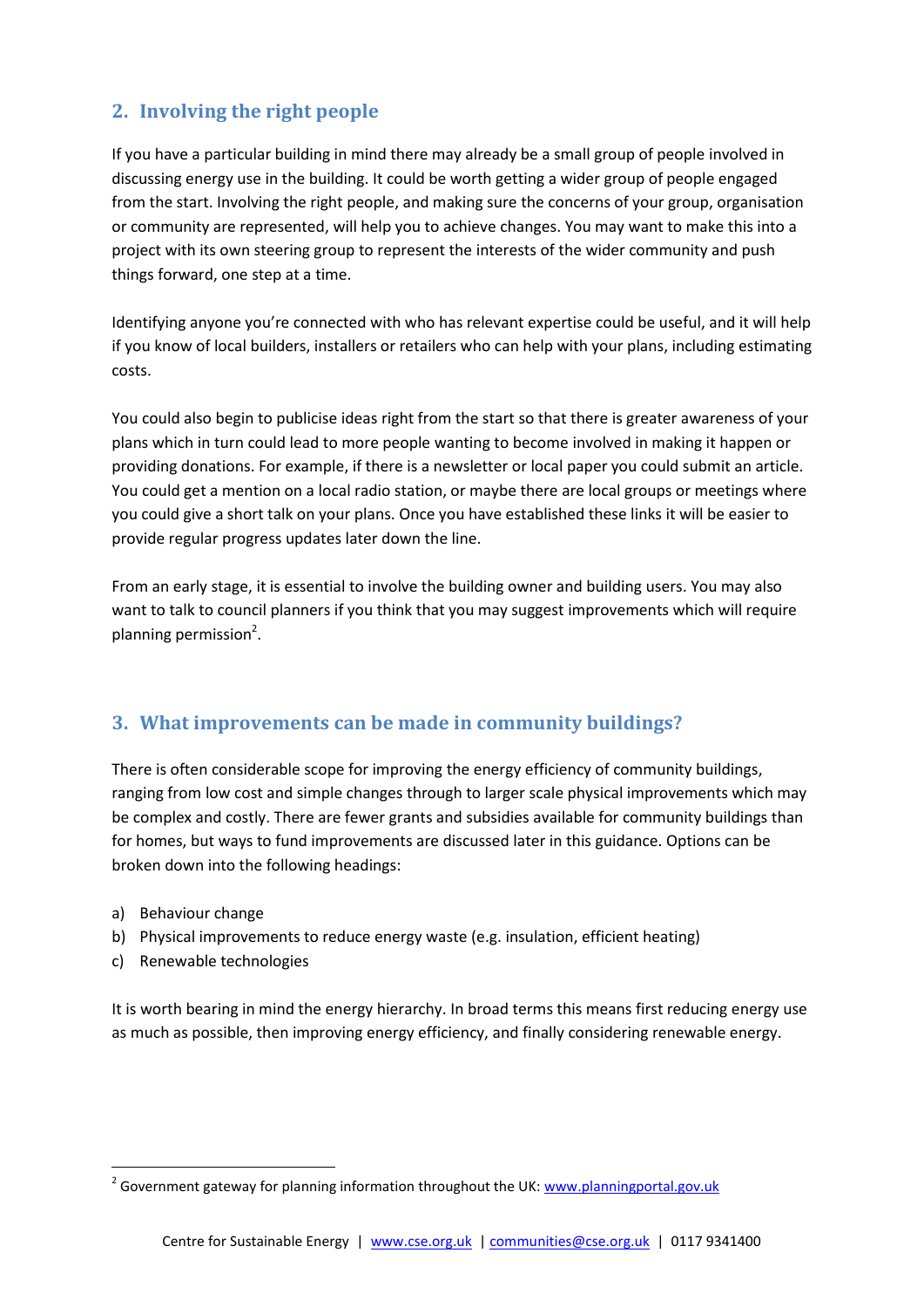## 2. Involving the right people

If you have a particular building in mind there may already be a small group of people involved in discussing energy use in the building. It could be worth getting a wider group of people engaged from the start. Involving the right people, and making sure the concerns of your group, organisation or community are represented, will help you to achieve changes. You may want to make this into a project with its own steering group to represent the interests of the wider community and push things forward, one step at a time.

Identifying anyone you're connected with who has relevant expertise could be useful, and it will help if you know of local builders, installers or retailers who can help with your plans, including estimating costs.

You could also begin to publicise ideas right from the start so that there is greater awareness of your plans which in turn could lead to more people wanting to become involved in making it happen or providing donations. For example, if there is a newsletter or local paper you could submit an article. You could get a mention on a local radio station, or maybe there are local groups or meetings where you could give a short talk on your plans. Once you have established these links it will be easier to provide regular progress updates later down the line.

From an early stage, it is essential to involve the building owner and building users. You may also want to talk to council planners if you think that you may suggest improvements which will require planning permission[2].

## 3. What improvements can be made in community buildings?

There is often considerable scope for improving the energy efficiency of community buildings, ranging from low cost and simple changes through to larger scale physical improvements which may be complex and costly. There are fewer grants and subsidies available for community buildings than for homes, but ways to fund improvements are discussed later in this guidance. Options can be broken down into the following headings:

a) Behaviour change
b) Physical improvements to reduce energy waste (e.g. insulation, efficient heating)
c) Renewable technologies

It is worth bearing in mind the energy hierarchy. In broad terms this means first reducing energy use as much as possible, then improving energy efficiency, and finally considering renewable energy.

[2] Government gateway for planning information throughout the UK: www.planningportal.gov.uk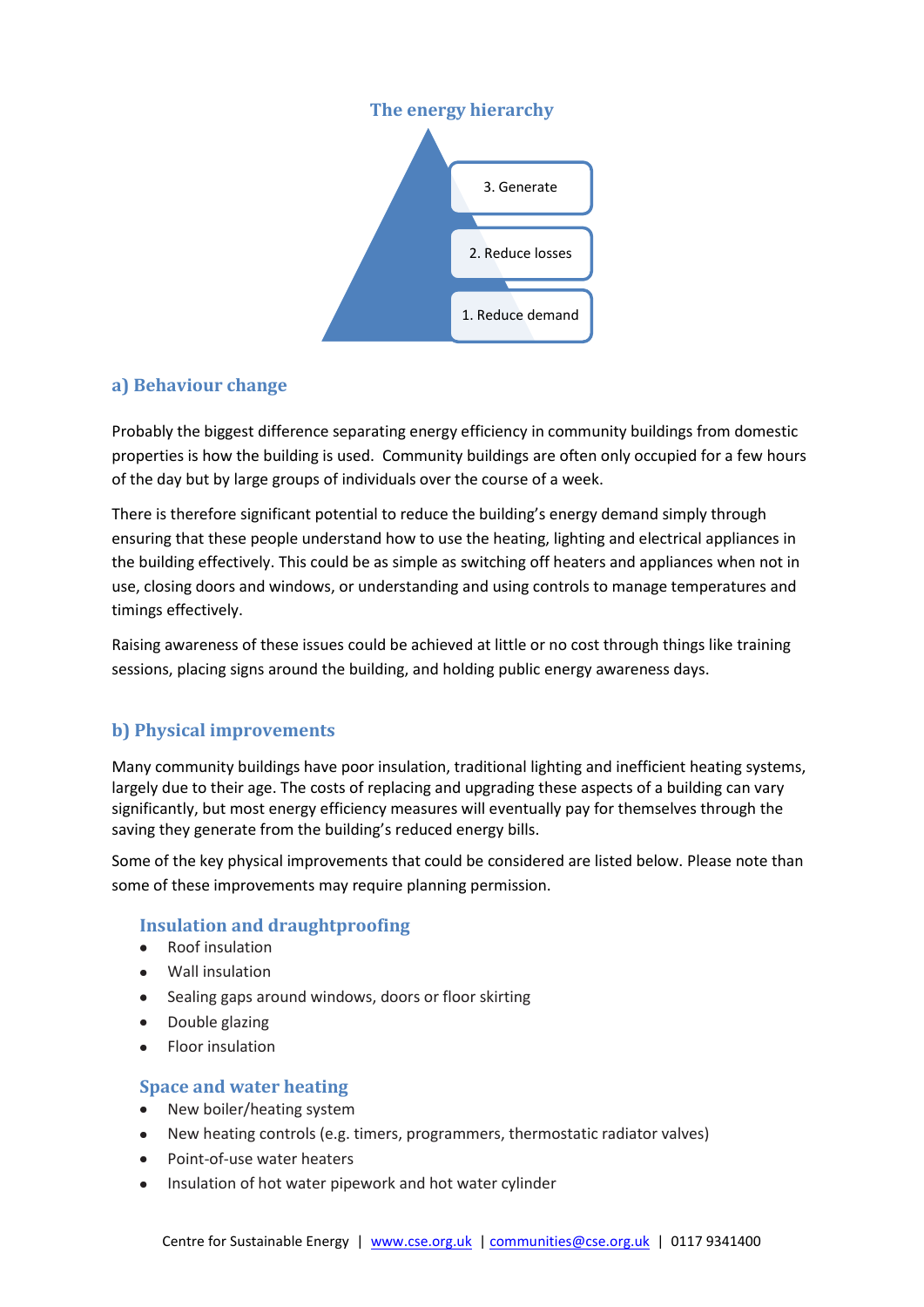## The energy hierarchy

3. Generate

2. Reduce losses

1. Reduce demand

## a) Behaviour change

Probably the biggest difference separating energy efficiency in community buildings from domestic properties is how the building is used. Community buildings are often only occupied for a few hours of the day but by large groups of individuals over the course of a week.

There is therefore significant potential to reduce the building's energy demand simply through ensuring that these people understand how to use the heating, lighting and electrical appliances in the building effectively. This could be as simple as switching off heaters and appliances when not in use, closing doors and windows, or understanding and using controls to manage temperatures and timings effectively.

Raising awareness of these issues could be achieved at little or no cost through things like training sessions, placing signs around the building, and holding public energy awareness days.

## b) Physical improvements

Many community buildings have poor insulation, traditional lighting and inefficient heating systems, largely due to their age. The costs of replacing and upgrading these aspects of a building can vary significantly, but most energy efficiency measures will eventually pay for themselves through the saving they generate from the building's reduced energy bills.

Some of the key physical improvements that could be considered are listed below. Please note than some of these improvements may require planning permission.

### Insulation and draughtproofing

- Roof insulation
- Wall insulation
- Sealing gaps around windows, doors or floor skirting
- Double glazing
- Floor insulation

### Space and water heating

- New boiler/heating system
- New heating controls (e.g. timers, programmers, thermostatic radiator valves)
- Point-of-use water heaters
- Insulation of hot water pipework and hot water cylinder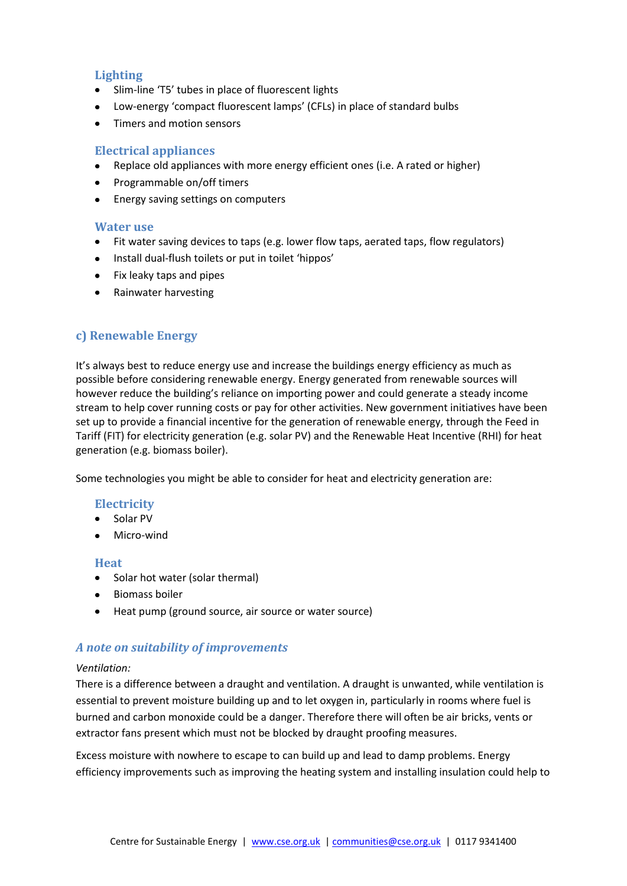### Lighting

- Slim-line 'T5' tubes in place of fluorescent lights
- Low-energy 'compact fluorescent lamps' (CFLs) in place of standard bulbs
- Timers and motion sensors

### Electrical appliances

- Replace old appliances with more energy efficient ones (i.e. A rated or higher)
- Programmable on/off timers
- Energy saving settings on computers

### Water use

- Fit water saving devices to taps (e.g. lower flow taps, aerated taps, flow regulators)
- Install dual-flush toilets or put in toilet 'hippos'
- Fix leaky taps and pipes
- Rainwater harvesting

## c) Renewable Energy

It's always best to reduce energy use and increase the buildings energy efficiency as much as possible before considering renewable energy. Energy generated from renewable sources will however reduce the building's reliance on importing power and could generate a steady income stream to help cover running costs or pay for other activities. New government initiatives have been set up to provide a financial incentive for the generation of renewable energy, through the Feed in Tariff (FIT) for electricity generation (e.g. solar PV) and the Renewable Heat Incentive (RHI) for heat generation (e.g. biomass boiler).

Some technologies you might be able to consider for heat and electricity generation are:

### Electricity

- Solar PV
- Micro-wind

### Heat

- Solar hot water (solar thermal)
- Biomass boiler
- Heat pump (ground source, air source or water source)

## *A note on suitability of improvements*

*Ventilation:*

There is a difference between a draught and ventilation. A draught is unwanted, while ventilation is essential to prevent moisture building up and to let oxygen in, particularly in rooms where fuel is burned and carbon monoxide could be a danger. Therefore there will often be air bricks, vents or extractor fans present which must not be blocked by draught proofing measures.

Excess moisture with nowhere to escape to can build up and lead to damp problems. Energy efficiency improvements such as improving the heating system and installing insulation could help to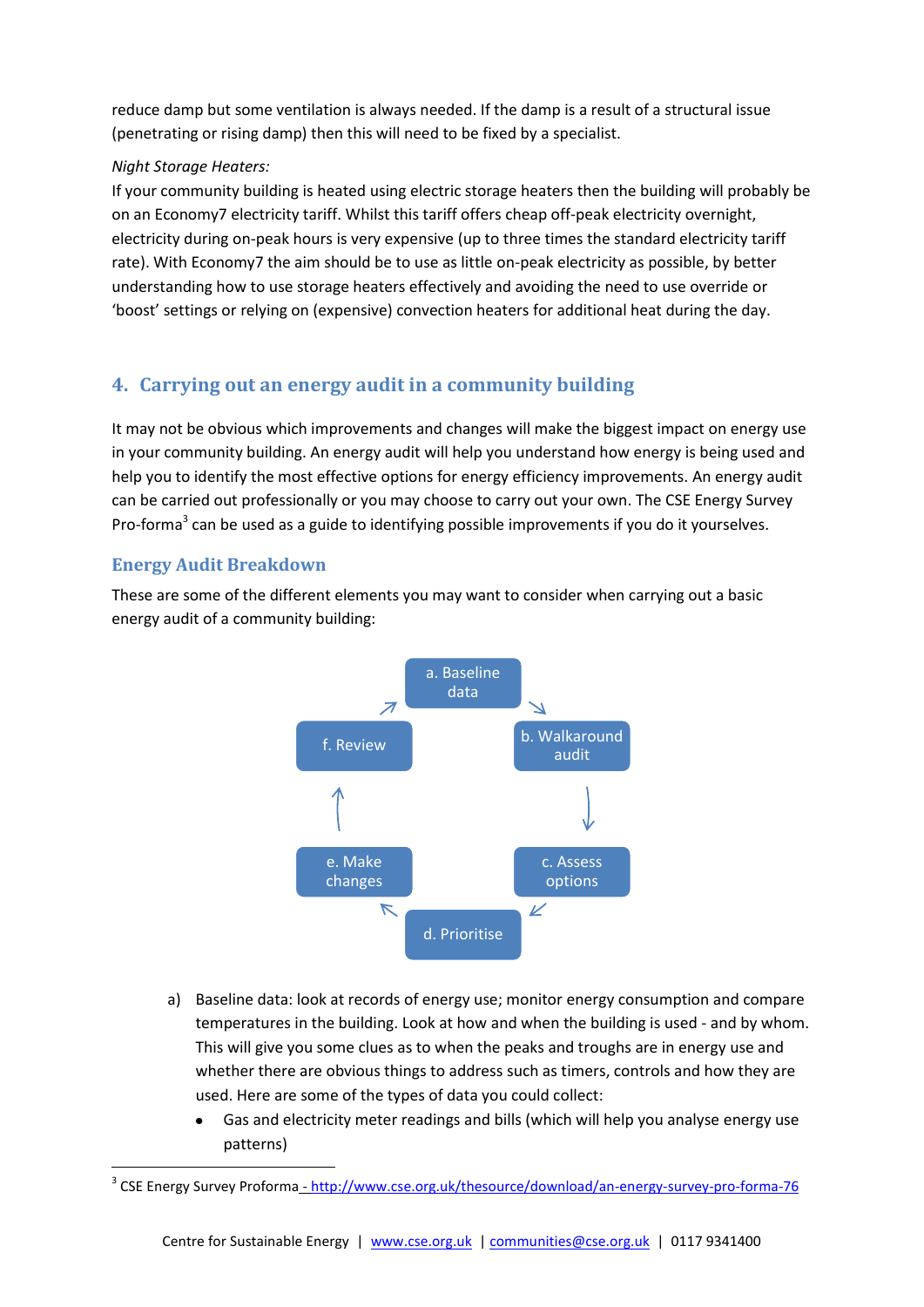reduce damp but some ventilation is always needed. If the damp is a result of a structural issue (penetrating or rising damp) then this will need to be fixed by a specialist.

*Night Storage Heaters:*

If your community building is heated using electric storage heaters then the building will probably be on an Economy7 electricity tariff. Whilst this tariff offers cheap off-peak electricity overnight, electricity during on-peak hours is very expensive (up to three times the standard electricity tariff rate). With Economy7 the aim should be to use as little on-peak electricity as possible, by better understanding how to use storage heaters effectively and avoiding the need to use override or 'boost' settings or relying on (expensive) convection heaters for additional heat during the day.

## 4. Carrying out an energy audit in a community building

It may not be obvious which improvements and changes will make the biggest impact on energy use in your community building. An energy audit will help you understand how energy is being used and help you to identify the most effective options for energy efficiency improvements. An energy audit can be carried out professionally or you may choose to carry out your own. The CSE Energy Survey Pro-forma[3] can be used as a guide to identifying possible improvements if you do it yourselves.

### Energy Audit Breakdown

These are some of the different elements you may want to consider when carrying out a basic energy audit of a community building:

a. Baseline data → b. Walkaround audit → c. Assess options → d. Prioritise → e. Make changes → f. Review → a. Baseline data

a) Baseline data: look at records of energy use; monitor energy consumption and compare temperatures in the building. Look at how and when the building is used - and by whom. This will give you some clues as to when the peaks and troughs are in energy use and whether there are obvious things to address such as timers, controls and how they are used. Here are some of the types of data you could collect:
   - Gas and electricity meter readings and bills (which will help you analyse energy use patterns)

[3] CSE Energy Survey Proforma - http://www.cse.org.uk/thesource/download/an-energy-survey-pro-forma-76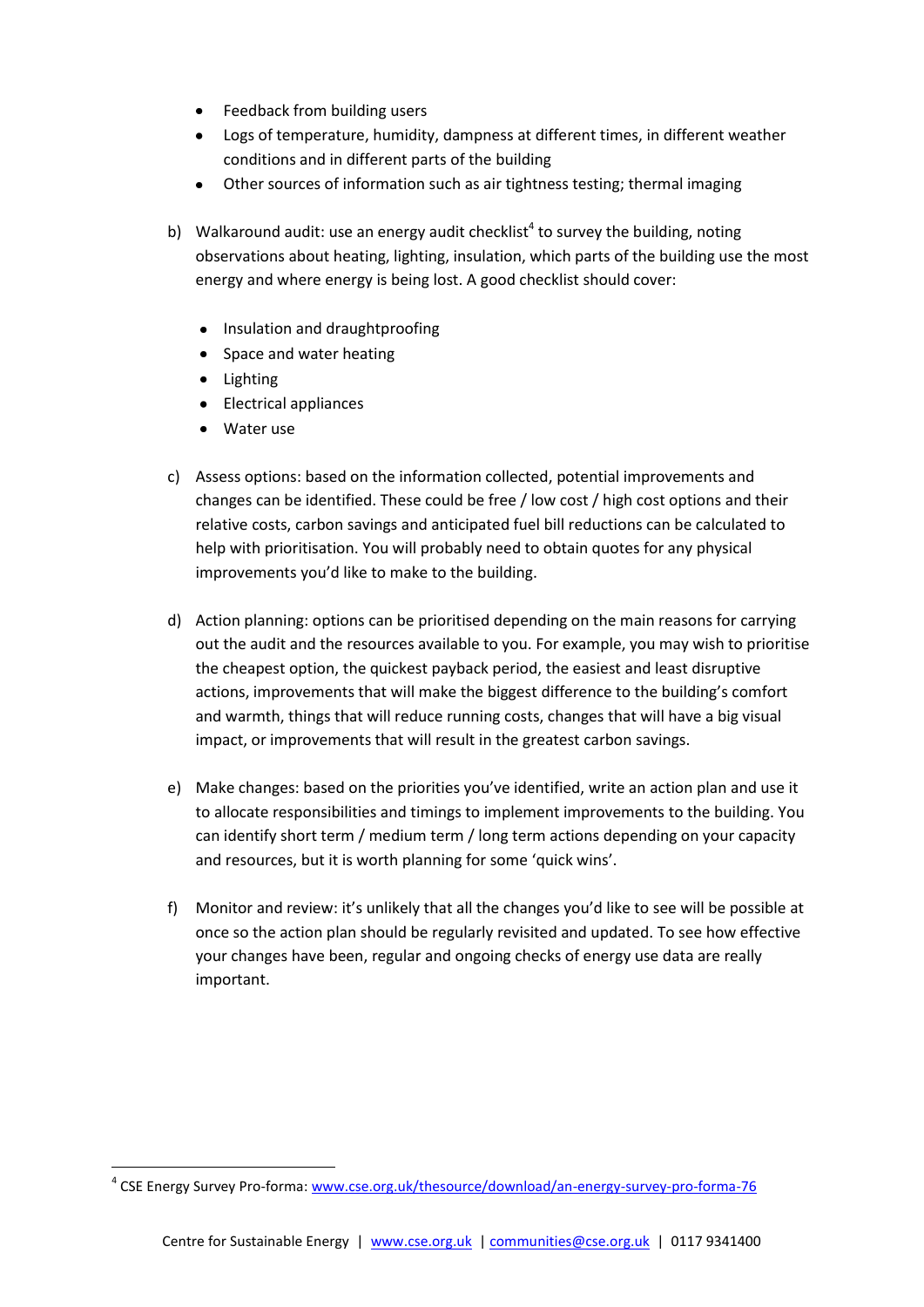- Feedback from building users
- Logs of temperature, humidity, dampness at different times, in different weather conditions and in different parts of the building
- Other sources of information such as air tightness testing; thermal imaging

b) Walkaround audit: use an energy audit checklist[4] to survey the building, noting observations about heating, lighting, insulation, which parts of the building use the most energy and where energy is being lost. A good checklist should cover:

- Insulation and draughtproofing
- Space and water heating
- Lighting
- Electrical appliances
- Water use

c) Assess options: based on the information collected, potential improvements and changes can be identified. These could be free / low cost / high cost options and their relative costs, carbon savings and anticipated fuel bill reductions can be calculated to help with prioritisation. You will probably need to obtain quotes for any physical improvements you'd like to make to the building.

d) Action planning: options can be prioritised depending on the main reasons for carrying out the audit and the resources available to you. For example, you may wish to prioritise the cheapest option, the quickest payback period, the easiest and least disruptive actions, improvements that will make the biggest difference to the building's comfort and warmth, things that will reduce running costs, changes that will have a big visual impact, or improvements that will result in the greatest carbon savings.

e) Make changes: based on the priorities you've identified, write an action plan and use it to allocate responsibilities and timings to implement improvements to the building. You can identify short term / medium term / long term actions depending on your capacity and resources, but it is worth planning for some 'quick wins'.

f) Monitor and review: it's unlikely that all the changes you'd like to see will be possible at once so the action plan should be regularly revisited and updated. To see how effective your changes have been, regular and ongoing checks of energy use data are really important.

---

[4] CSE Energy Survey Pro-forma: www.cse.org.uk/thesource/download/an-energy-survey-pro-forma-76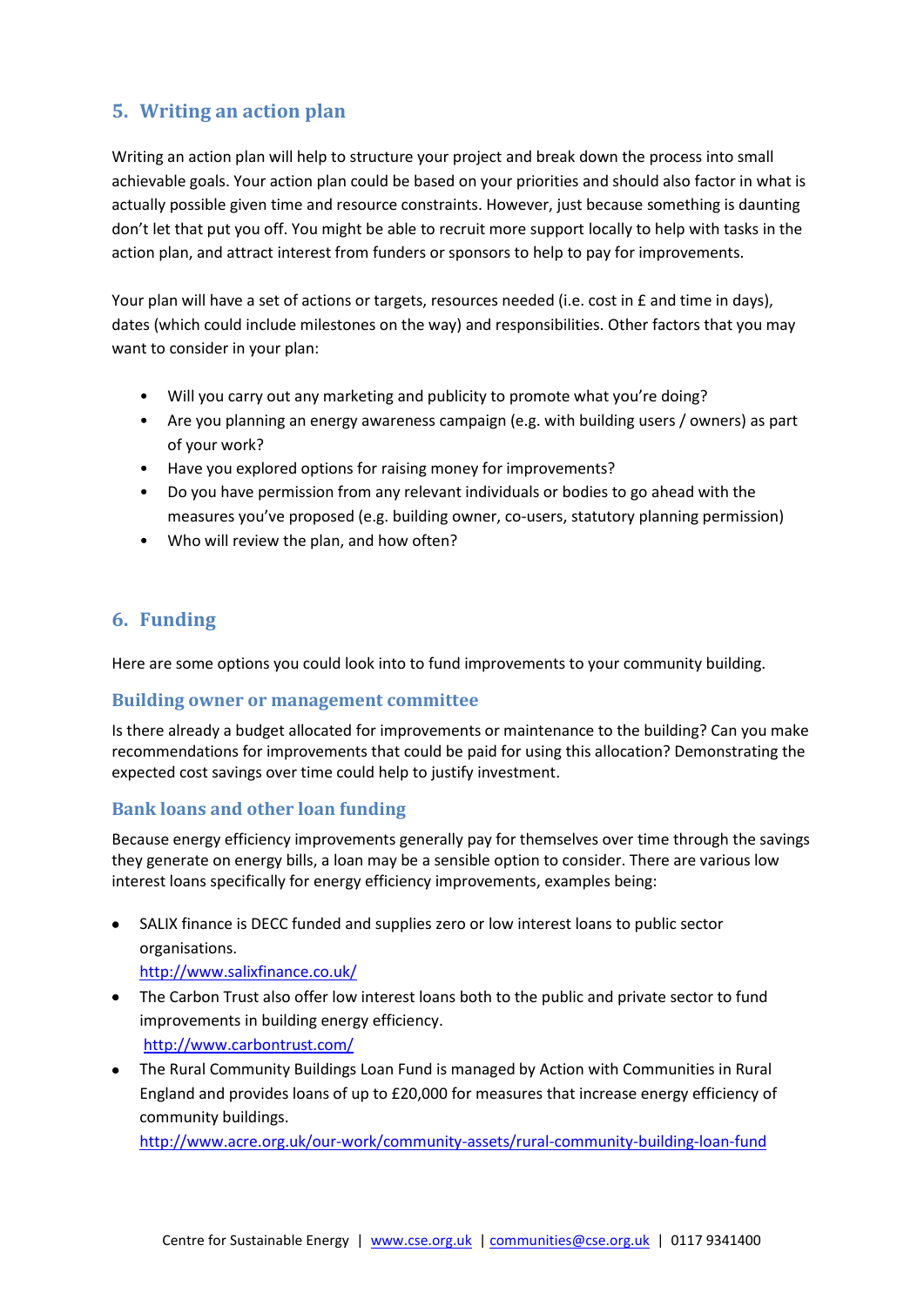## 5. Writing an action plan

Writing an action plan will help to structure your project and break down the process into small achievable goals. Your action plan could be based on your priorities and should also factor in what is actually possible given time and resource constraints. However, just because something is daunting don't let that put you off. You might be able to recruit more support locally to help with tasks in the action plan, and attract interest from funders or sponsors to help to pay for improvements.

Your plan will have a set of actions or targets, resources needed (i.e. cost in £ and time in days), dates (which could include milestones on the way) and responsibilities. Other factors that you may want to consider in your plan:

- Will you carry out any marketing and publicity to promote what you're doing?
- Are you planning an energy awareness campaign (e.g. with building users / owners) as part of your work?
- Have you explored options for raising money for improvements?
- Do you have permission from any relevant individuals or bodies to go ahead with the measures you've proposed (e.g. building owner, co-users, statutory planning permission)
- Who will review the plan, and how often?

## 6. Funding

Here are some options you could look into to fund improvements to your community building.

### Building owner or management committee

Is there already a budget allocated for improvements or maintenance to the building? Can you make recommendations for improvements that could be paid for using this allocation? Demonstrating the expected cost savings over time could help to justify investment.

### Bank loans and other loan funding

Because energy efficiency improvements generally pay for themselves over time through the savings they generate on energy bills, a loan may be a sensible option to consider. There are various low interest loans specifically for energy efficiency improvements, examples being:

- SALIX finance is DECC funded and supplies zero or low interest loans to public sector organisations.
  http://www.salixfinance.co.uk/
- The Carbon Trust also offer low interest loans both to the public and private sector to fund improvements in building energy efficiency.
  http://www.carbontrust.com/
- The Rural Community Buildings Loan Fund is managed by Action with Communities in Rural England and provides loans of up to £20,000 for measures that increase energy efficiency of community buildings.
  http://www.acre.org.uk/our-work/community-assets/rural-community-building-loan-fund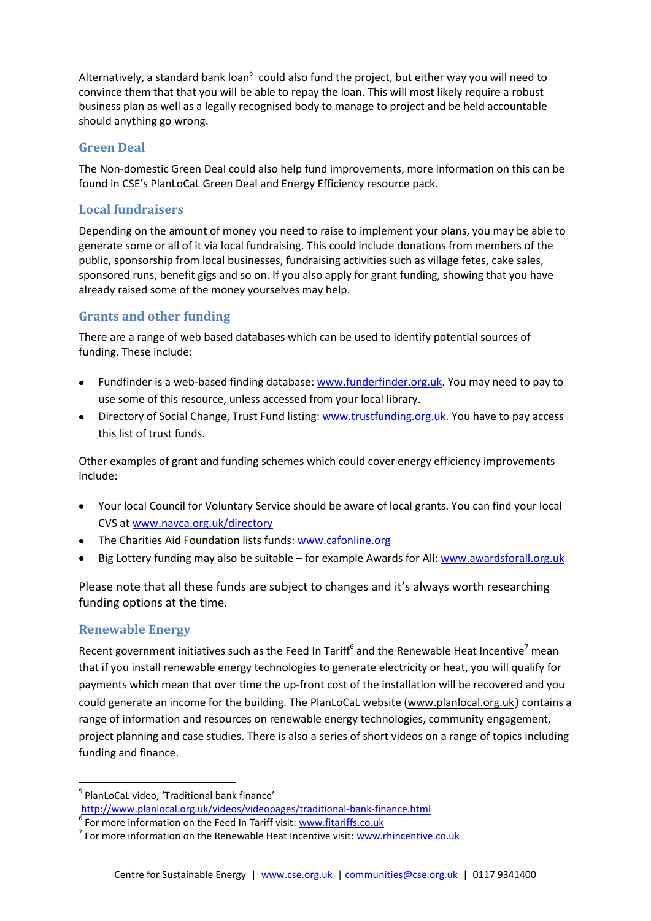Alternatively, a standard bank loan[5] could also fund the project, but either way you will need to convince them that that you will be able to repay the loan. This will most likely require a robust business plan as well as a legally recognised body to manage to project and be held accountable should anything go wrong.

### Green Deal

The Non-domestic Green Deal could also help fund improvements, more information on this can be found in CSE's PlanLoCaL Green Deal and Energy Efficiency resource pack.

### Local fundraisers

Depending on the amount of money you need to raise to implement your plans, you may be able to generate some or all of it via local fundraising. This could include donations from members of the public, sponsorship from local businesses, fundraising activities such as village fetes, cake sales, sponsored runs, benefit gigs and so on. If you also apply for grant funding, showing that you have already raised some of the money yourselves may help.

### Grants and other funding

There are a range of web based databases which can be used to identify potential sources of funding. These include:

- Fundfinder is a web-based finding database: www.funderfinder.org.uk. You may need to pay to use some of this resource, unless accessed from your local library.
- Directory of Social Change, Trust Fund listing: www.trustfunding.org.uk. You have to pay access this list of trust funds.

Other examples of grant and funding schemes which could cover energy efficiency improvements include:

- Your local Council for Voluntary Service should be aware of local grants. You can find your local CVS at www.navca.org.uk/directory
- The Charities Aid Foundation lists funds: www.cafonline.org
- Big Lottery funding may also be suitable – for example Awards for All: www.awardsforall.org.uk

Please note that all these funds are subject to changes and it's always worth researching funding options at the time.

### Renewable Energy

Recent government initiatives such as the Feed In Tariff[6] and the Renewable Heat Incentive[7] mean that if you install renewable energy technologies to generate electricity or heat, you will qualify for payments which mean that over time the up-front cost of the installation will be recovered and you could generate an income for the building. The PlanLoCaL website (www.planlocal.org.uk) contains a range of information and resources on renewable energy technologies, community engagement, project planning and case studies. There is also a series of short videos on a range of topics including funding and finance.

---

[5] PlanLoCaL video, 'Traditional bank finance' http://www.planlocal.org.uk/videos/videopages/traditional-bank-finance.html

[6] For more information on the Feed In Tariff visit: www.fitariffs.co.uk

[7] For more information on the Renewable Heat Incentive visit: www.rhincentive.co.uk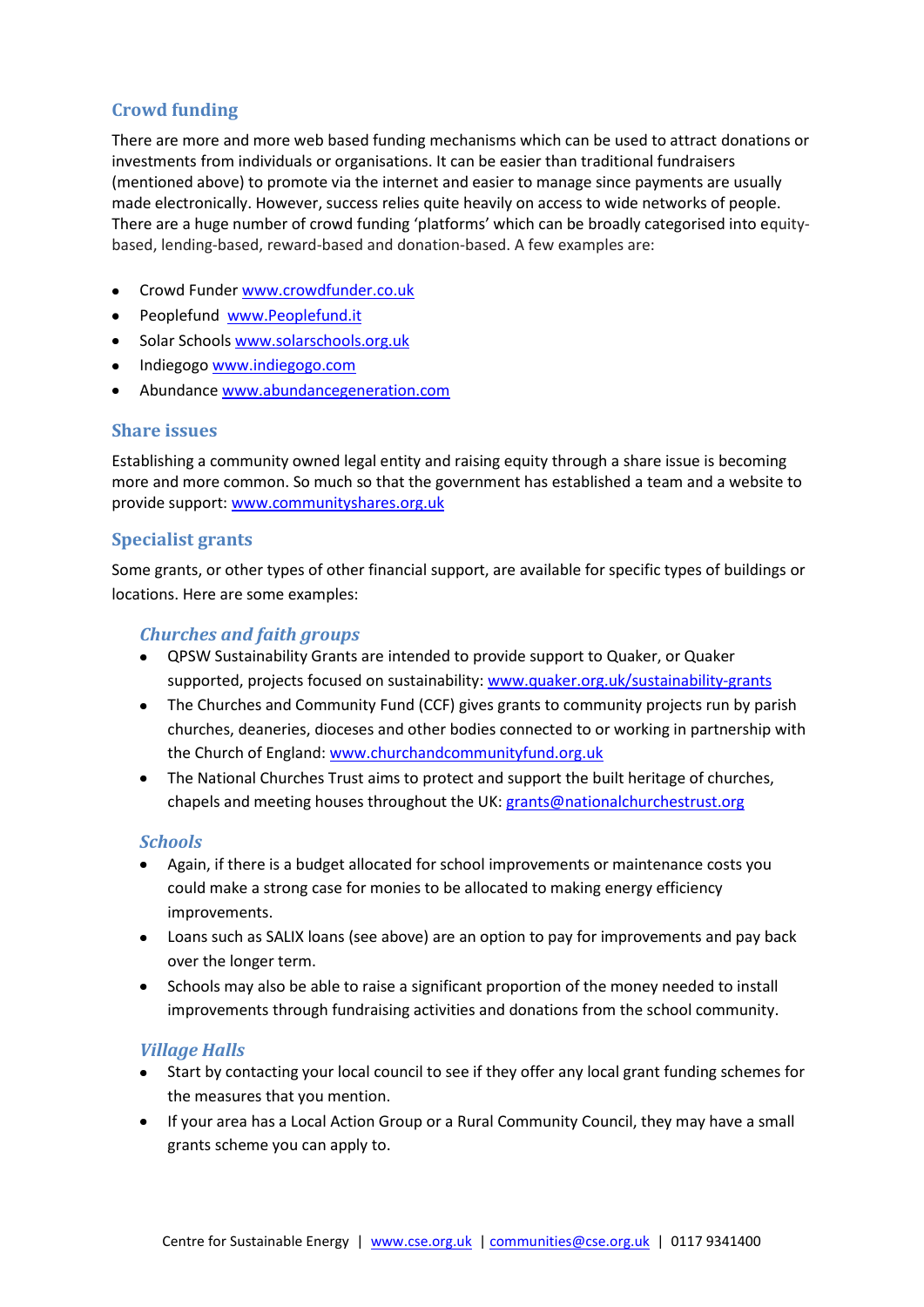## Crowd funding

There are more and more web based funding mechanisms which can be used to attract donations or investments from individuals or organisations. It can be easier than traditional fundraisers (mentioned above) to promote via the internet and easier to manage since payments are usually made electronically. However, success relies quite heavily on access to wide networks of people. There are a huge number of crowd funding 'platforms' which can be broadly categorised into equity-based, lending-based, reward-based and donation-based. A few examples are:

- Crowd Funder www.crowdfunder.co.uk
- Peoplefund www.Peoplefund.it
- Solar Schools www.solarschools.org.uk
- Indiegogo www.indiegogo.com
- Abundance www.abundancegeneration.com

## Share issues

Establishing a community owned legal entity and raising equity through a share issue is becoming more and more common. So much so that the government has established a team and a website to provide support: www.communityshares.org.uk

## Specialist grants

Some grants, or other types of other financial support, are available for specific types of buildings or locations. Here are some examples:

### *Churches and faith groups*

- QPSW Sustainability Grants are intended to provide support to Quaker, or Quaker supported, projects focused on sustainability: www.quaker.org.uk/sustainability-grants
- The Churches and Community Fund (CCF) gives grants to community projects run by parish churches, deaneries, dioceses and other bodies connected to or working in partnership with the Church of England: www.churchandcommunityfund.org.uk
- The National Churches Trust aims to protect and support the built heritage of churches, chapels and meeting houses throughout the UK: grants@nationalchurchestrust.org

### *Schools*

- Again, if there is a budget allocated for school improvements or maintenance costs you could make a strong case for monies to be allocated to making energy efficiency improvements.
- Loans such as SALIX loans (see above) are an option to pay for improvements and pay back over the longer term.
- Schools may also be able to raise a significant proportion of the money needed to install improvements through fundraising activities and donations from the school community.

### *Village Halls*

- Start by contacting your local council to see if they offer any local grant funding schemes for the measures that you mention.
- If your area has a Local Action Group or a Rural Community Council, they may have a small grants scheme you can apply to.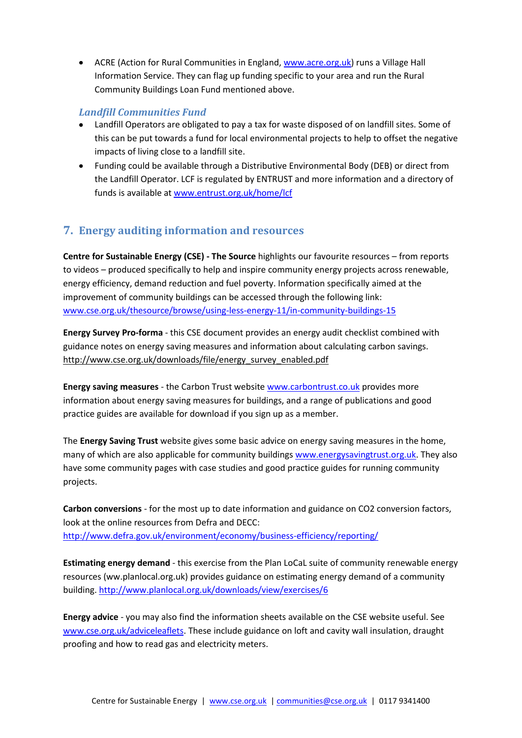- ACRE (Action for Rural Communities in England, www.acre.org.uk) runs a Village Hall Information Service. They can flag up funding specific to your area and run the Rural Community Buildings Loan Fund mentioned above.

### *Landfill Communities Fund*

- Landfill Operators are obligated to pay a tax for waste disposed of on landfill sites. Some of this can be put towards a fund for local environmental projects to help to offset the negative impacts of living close to a landfill site.
- Funding could be available through a Distributive Environmental Body (DEB) or direct from the Landfill Operator. LCF is regulated by ENTRUST and more information and a directory of funds is available at www.entrust.org.uk/home/lcf

## 7. Energy auditing information and resources

**Centre for Sustainable Energy (CSE) - The Source** highlights our favourite resources – from reports to videos – produced specifically to help and inspire community energy projects across renewable, energy efficiency, demand reduction and fuel poverty. Information specifically aimed at the improvement of community buildings can be accessed through the following link: www.cse.org.uk/thesource/browse/using-less-energy-11/in-community-buildings-15

**Energy Survey Pro-forma** - this CSE document provides an energy audit checklist combined with guidance notes on energy saving measures and information about calculating carbon savings. http://www.cse.org.uk/downloads/file/energy_survey_enabled.pdf

**Energy saving measures** - the Carbon Trust website www.carbontrust.co.uk provides more information about energy saving measures for buildings, and a range of publications and good practice guides are available for download if you sign up as a member.

The **Energy Saving Trust** website gives some basic advice on energy saving measures in the home, many of which are also applicable for community buildings www.energysavingtrust.org.uk. They also have some community pages with case studies and good practice guides for running community projects.

**Carbon conversions** - for the most up to date information and guidance on CO2 conversion factors, look at the online resources from Defra and DECC: http://www.defra.gov.uk/environment/economy/business-efficiency/reporting/

**Estimating energy demand** - this exercise from the Plan LoCaL suite of community renewable energy resources (ww.planlocal.org.uk) provides guidance on estimating energy demand of a community building. http://www.planlocal.org.uk/downloads/view/exercises/6

**Energy advice** - you may also find the information sheets available on the CSE website useful. See www.cse.org.uk/adviceleaflets. These include guidance on loft and cavity wall insulation, draught proofing and how to read gas and electricity meters.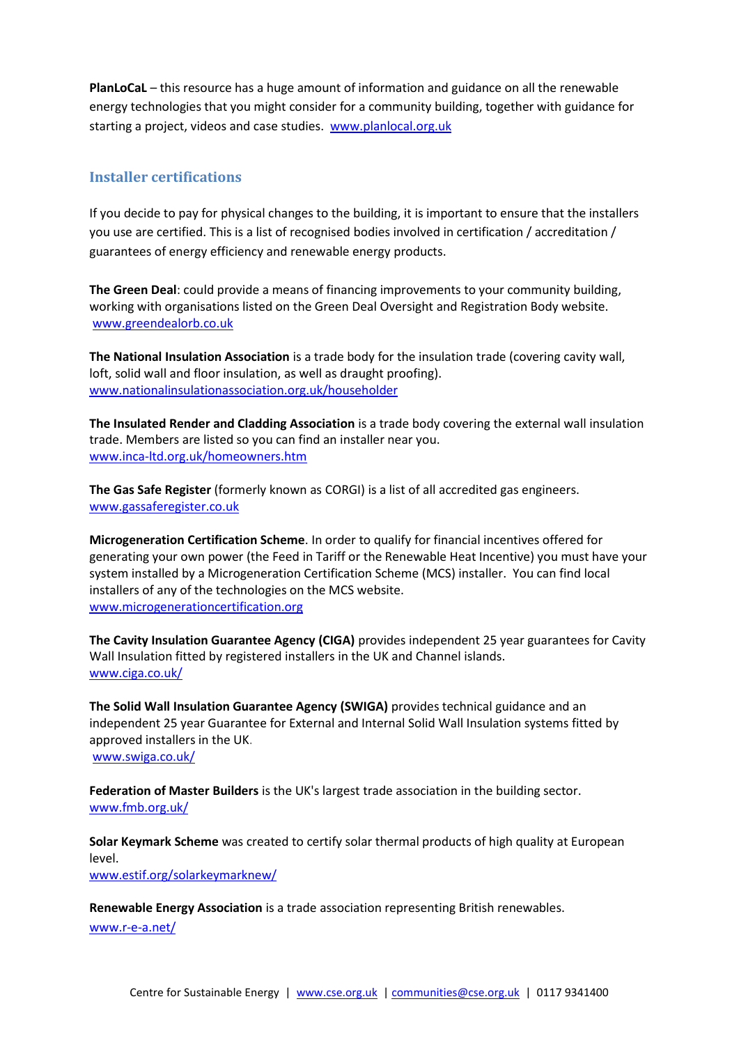**PlanLoCaL** – this resource has a huge amount of information and guidance on all the renewable energy technologies that you might consider for a community building, together with guidance for starting a project, videos and case studies. www.planlocal.org.uk

## Installer certifications

If you decide to pay for physical changes to the building, it is important to ensure that the installers you use are certified. This is a list of recognised bodies involved in certification / accreditation / guarantees of energy efficiency and renewable energy products.

**The Green Deal**: could provide a means of financing improvements to your community building, working with organisations listed on the Green Deal Oversight and Registration Body website. www.greendealorb.co.uk

**The National Insulation Association** is a trade body for the insulation trade (covering cavity wall, loft, solid wall and floor insulation, as well as draught proofing). www.nationalinsulationassociation.org.uk/householder

**The Insulated Render and Cladding Association** is a trade body covering the external wall insulation trade. Members are listed so you can find an installer near you. www.inca-ltd.org.uk/homeowners.htm

**The Gas Safe Register** (formerly known as CORGI) is a list of all accredited gas engineers. www.gassaferegister.co.uk

**Microgeneration Certification Scheme**. In order to qualify for financial incentives offered for generating your own power (the Feed in Tariff or the Renewable Heat Incentive) you must have your system installed by a Microgeneration Certification Scheme (MCS) installer. You can find local installers of any of the technologies on the MCS website. www.microgenerationcertification.org

**The Cavity Insulation Guarantee Agency (CIGA)** provides independent 25 year guarantees for Cavity Wall Insulation fitted by registered installers in the UK and Channel islands. www.ciga.co.uk/

**The Solid Wall Insulation Guarantee Agency (SWIGA)** provides technical guidance and an independent 25 year Guarantee for External and Internal Solid Wall Insulation systems fitted by approved installers in the UK. www.swiga.co.uk/

**Federation of Master Builders** is the UK's largest trade association in the building sector. www.fmb.org.uk/

**Solar Keymark Scheme** was created to certify solar thermal products of high quality at European level. www.estif.org/solarkeymarknew/

**Renewable Energy Association** is a trade association representing British renewables. www.r-e-a.net/